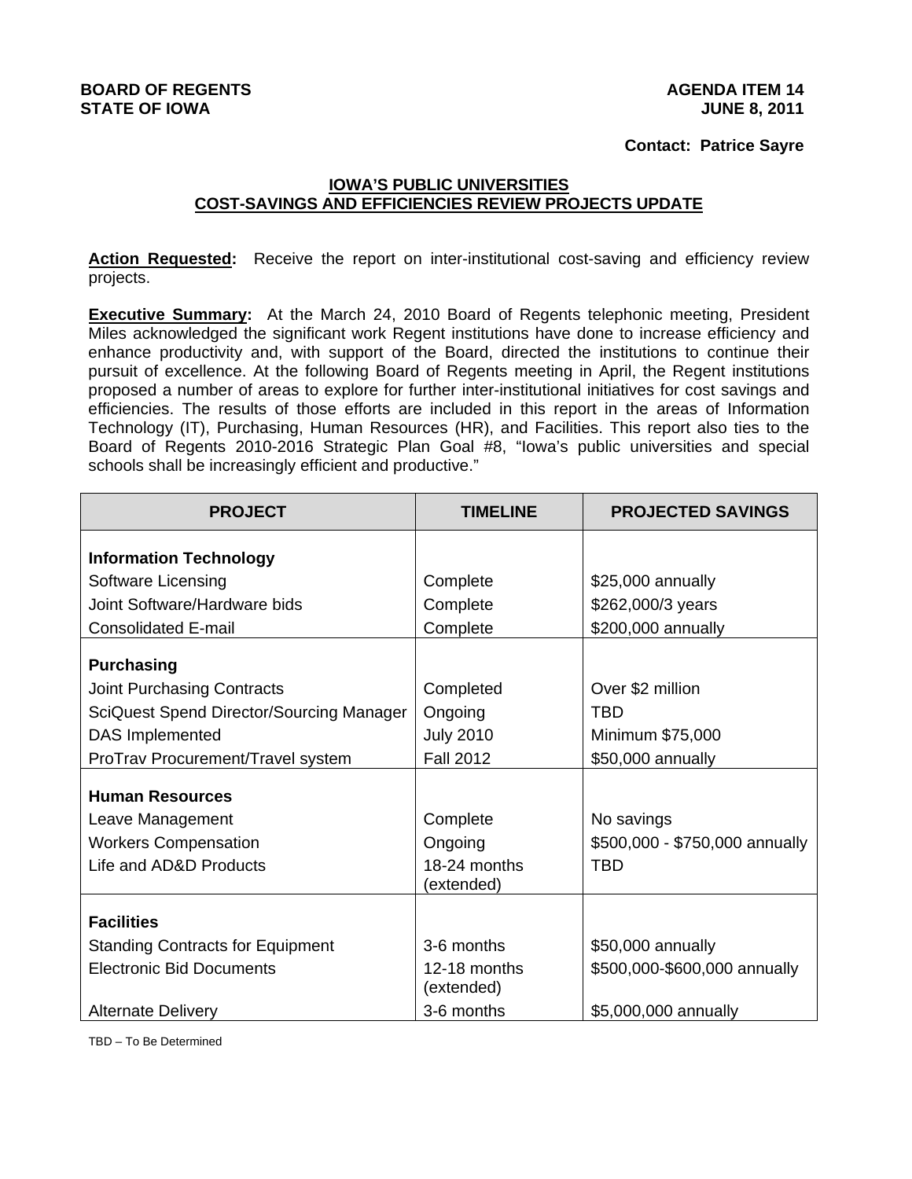**BOARD OF REGENTS**
**STATE OF IOWA**

**AGENDA ITEM 14**
**JUNE 8, 2011**

**Contact: Patrice Sayre**

## IOWA'S PUBLIC UNIVERSITIES
## COST-SAVINGS AND EFFICIENCIES REVIEW PROJECTS UPDATE

**Action Requested:** Receive the report on inter-institutional cost-saving and efficiency review projects.

**Executive Summary:** At the March 24, 2010 Board of Regents telephonic meeting, President Miles acknowledged the significant work Regent institutions have done to increase efficiency and enhance productivity and, with support of the Board, directed the institutions to continue their pursuit of excellence. At the following Board of Regents meeting in April, the Regent institutions proposed a number of areas to explore for further inter-institutional initiatives for cost savings and efficiencies. The results of those efforts are included in this report in the areas of Information Technology (IT), Purchasing, Human Resources (HR), and Facilities. This report also ties to the Board of Regents 2010-2016 Strategic Plan Goal #8, "Iowa's public universities and special schools shall be increasingly efficient and productive."

| PROJECT | TIMELINE | PROJECTED SAVINGS |
|---|---|---|
| **Information Technology** | | |
| Software Licensing | Complete | $25,000 annually |
| Joint Software/Hardware bids | Complete | $262,000/3 years |
| Consolidated E-mail | Complete | $200,000 annually |
| **Purchasing** | | |
| Joint Purchasing Contracts | Completed | Over $2 million |
| SciQuest Spend Director/Sourcing Manager | Ongoing | TBD |
| DAS Implemented | July 2010 | Minimum $75,000 |
| ProTrav Procurement/Travel system | Fall 2012 | $50,000 annually |
| **Human Resources** | | |
| Leave Management | Complete | No savings |
| Workers Compensation | Ongoing | $500,000 - $750,000 annually |
| Life and AD&D Products | 18-24 months (extended) | TBD |
| **Facilities** | | |
| Standing Contracts for Equipment | 3-6 months | $50,000 annually |
| Electronic Bid Documents | 12-18 months (extended) | $500,000-$600,000 annually |
| Alternate Delivery | 3-6 months | $5,000,000 annually |

TBD – To Be Determined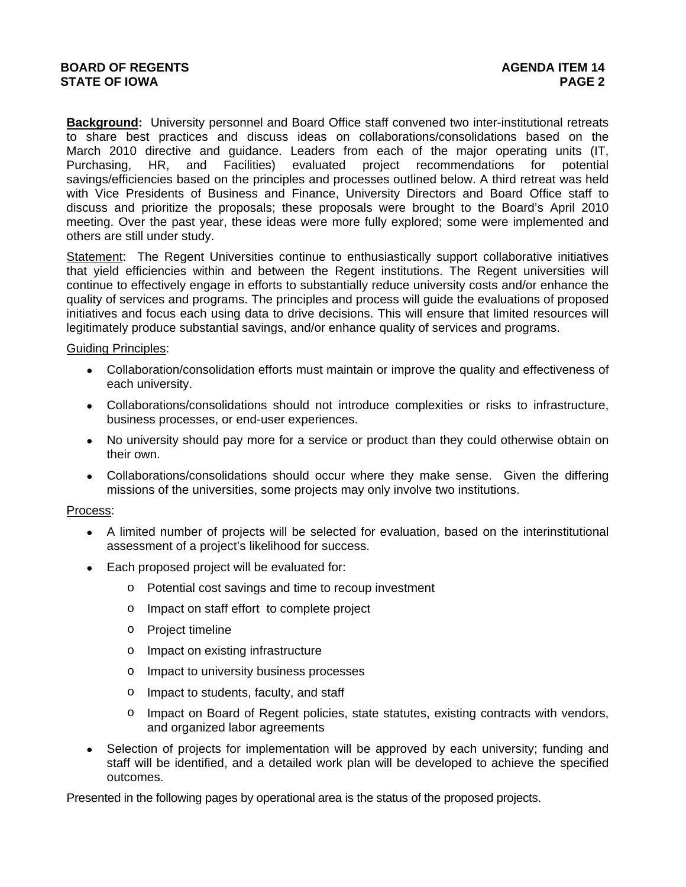**Background:** University personnel and Board Office staff convened two inter-institutional retreats to share best practices and discuss ideas on collaborations/consolidations based on the March 2010 directive and guidance. Leaders from each of the major operating units (IT, Purchasing, HR, and Facilities) evaluated project recommendations for potential savings/efficiencies based on the principles and processes outlined below. A third retreat was held with Vice Presidents of Business and Finance, University Directors and Board Office staff to discuss and prioritize the proposals; these proposals were brought to the Board's April 2010 meeting. Over the past year, these ideas were more fully explored; some were implemented and others are still under study.

Statement: The Regent Universities continue to enthusiastically support collaborative initiatives that yield efficiencies within and between the Regent institutions. The Regent universities will continue to effectively engage in efforts to substantially reduce university costs and/or enhance the quality of services and programs. The principles and process will guide the evaluations of proposed initiatives and focus each using data to drive decisions. This will ensure that limited resources will legitimately produce substantial savings, and/or enhance quality of services and programs.

Guiding Principles:

- Collaboration/consolidation efforts must maintain or improve the quality and effectiveness of each university.
- Collaborations/consolidations should not introduce complexities or risks to infrastructure, business processes, or end-user experiences.
- No university should pay more for a service or product than they could otherwise obtain on their own.
- Collaborations/consolidations should occur where they make sense. Given the differing missions of the universities, some projects may only involve two institutions.

Process:

- A limited number of projects will be selected for evaluation, based on the interinstitutional assessment of a project's likelihood for success.
- Each proposed project will be evaluated for:
  - Potential cost savings and time to recoup investment
  - Impact on staff effort to complete project
  - Project timeline
  - Impact on existing infrastructure
  - Impact to university business processes
  - Impact to students, faculty, and staff
  - Impact on Board of Regent policies, state statutes, existing contracts with vendors, and organized labor agreements
- Selection of projects for implementation will be approved by each university; funding and staff will be identified, and a detailed work plan will be developed to achieve the specified outcomes.

Presented in the following pages by operational area is the status of the proposed projects.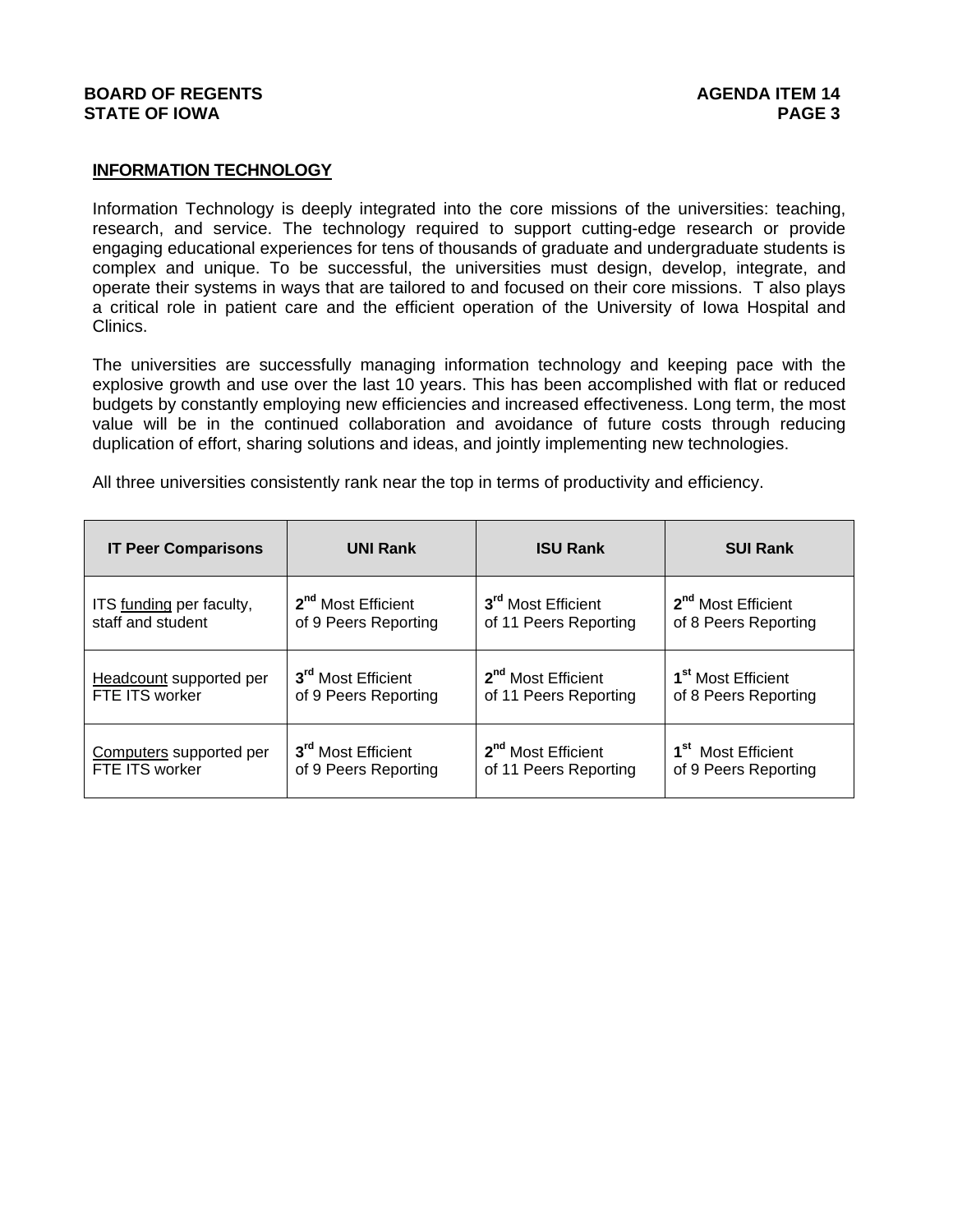## INFORMATION TECHNOLOGY

Information Technology is deeply integrated into the core missions of the universities: teaching, research, and service. The technology required to support cutting-edge research or provide engaging educational experiences for tens of thousands of graduate and undergraduate students is complex and unique. To be successful, the universities must design, develop, integrate, and operate their systems in ways that are tailored to and focused on their core missions. T also plays a critical role in patient care and the efficient operation of the University of Iowa Hospital and Clinics.

The universities are successfully managing information technology and keeping pace with the explosive growth and use over the last 10 years. This has been accomplished with flat or reduced budgets by constantly employing new efficiencies and increased effectiveness. Long term, the most value will be in the continued collaboration and avoidance of future costs through reducing duplication of effort, sharing solutions and ideas, and jointly implementing new technologies.

All three universities consistently rank near the top in terms of productivity and efficiency.

| IT Peer Comparisons | UNI Rank | ISU Rank | SUI Rank |
|---|---|---|---|
| ITS <u>funding</u> per faculty, staff and student | 2nd Most Efficient of 9 Peers Reporting | 3rd Most Efficient of 11 Peers Reporting | 2nd Most Efficient of 8 Peers Reporting |
| <u>Headcount</u> supported per FTE ITS worker | 3rd Most Efficient of 9 Peers Reporting | 2nd Most Efficient of 11 Peers Reporting | 1st Most Efficient of 8 Peers Reporting |
| <u>Computers</u> supported per FTE ITS worker | 3rd Most Efficient of 9 Peers Reporting | 2nd Most Efficient of 11 Peers Reporting | 1st Most Efficient of 9 Peers Reporting |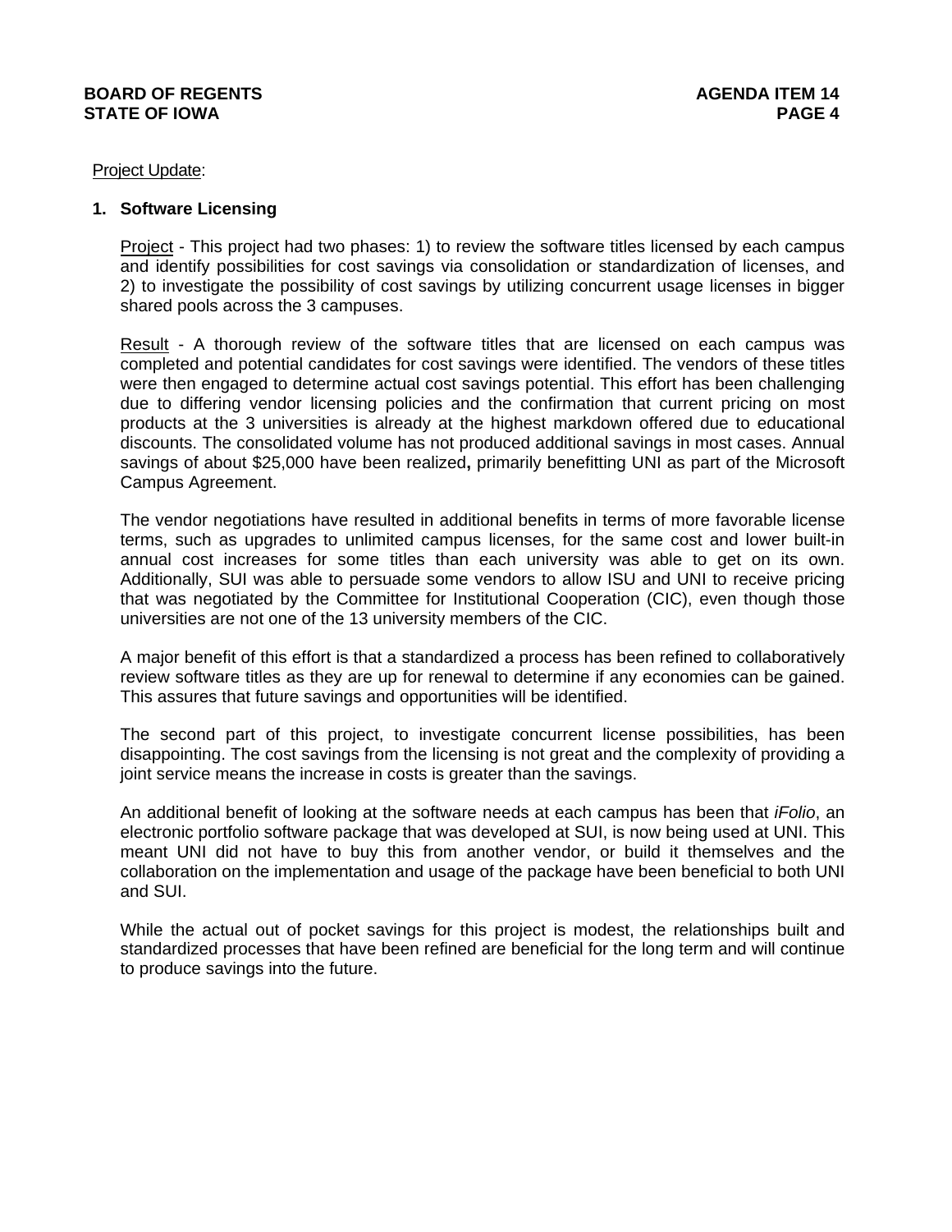Project Update:

**1. Software Licensing**

Project - This project had two phases: 1) to review the software titles licensed by each campus and identify possibilities for cost savings via consolidation or standardization of licenses, and 2) to investigate the possibility of cost savings by utilizing concurrent usage licenses in bigger shared pools across the 3 campuses.

Result - A thorough review of the software titles that are licensed on each campus was completed and potential candidates for cost savings were identified. The vendors of these titles were then engaged to determine actual cost savings potential. This effort has been challenging due to differing vendor licensing policies and the confirmation that current pricing on most products at the 3 universities is already at the highest markdown offered due to educational discounts. The consolidated volume has not produced additional savings in most cases. Annual savings of about $25,000 have been realized**,** primarily benefitting UNI as part of the Microsoft Campus Agreement.

The vendor negotiations have resulted in additional benefits in terms of more favorable license terms, such as upgrades to unlimited campus licenses, for the same cost and lower built-in annual cost increases for some titles than each university was able to get on its own. Additionally, SUI was able to persuade some vendors to allow ISU and UNI to receive pricing that was negotiated by the Committee for Institutional Cooperation (CIC), even though those universities are not one of the 13 university members of the CIC.

A major benefit of this effort is that a standardized a process has been refined to collaboratively review software titles as they are up for renewal to determine if any economies can be gained. This assures that future savings and opportunities will be identified.

The second part of this project, to investigate concurrent license possibilities, has been disappointing. The cost savings from the licensing is not great and the complexity of providing a joint service means the increase in costs is greater than the savings.

An additional benefit of looking at the software needs at each campus has been that *iFolio*, an electronic portfolio software package that was developed at SUI, is now being used at UNI. This meant UNI did not have to buy this from another vendor, or build it themselves and the collaboration on the implementation and usage of the package have been beneficial to both UNI and SUI.

While the actual out of pocket savings for this project is modest, the relationships built and standardized processes that have been refined are beneficial for the long term and will continue to produce savings into the future.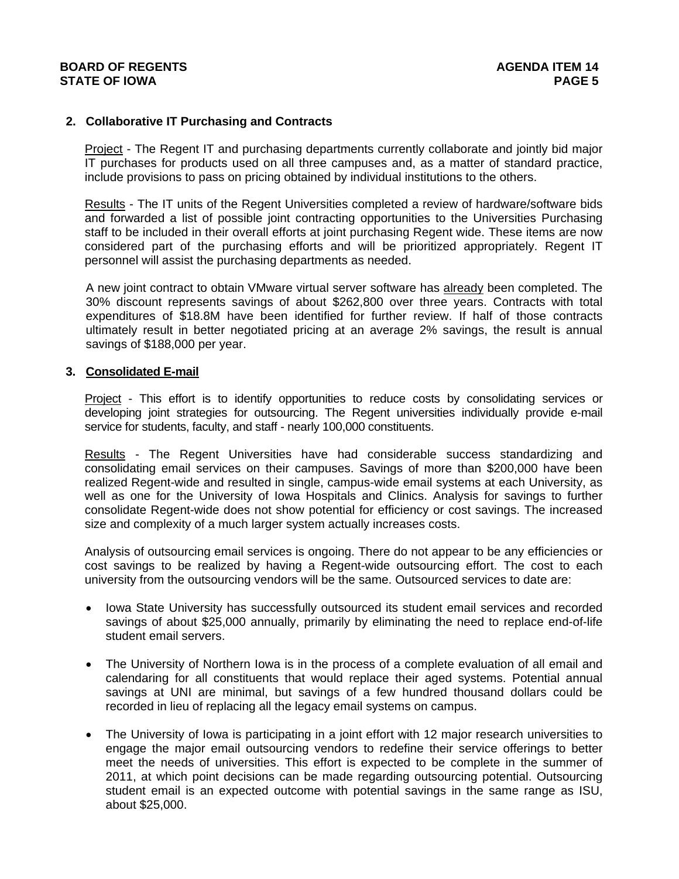### 2. Collaborative IT Purchasing and Contracts

Project - The Regent IT and purchasing departments currently collaborate and jointly bid major IT purchases for products used on all three campuses and, as a matter of standard practice, include provisions to pass on pricing obtained by individual institutions to the others.

Results - The IT units of the Regent Universities completed a review of hardware/software bids and forwarded a list of possible joint contracting opportunities to the Universities Purchasing staff to be included in their overall efforts at joint purchasing Regent wide. These items are now considered part of the purchasing efforts and will be prioritized appropriately. Regent IT personnel will assist the purchasing departments as needed.

A new joint contract to obtain VMware virtual server software has already been completed. The 30% discount represents savings of about $262,800 over three years. Contracts with total expenditures of $18.8M have been identified for further review. If half of those contracts ultimately result in better negotiated pricing at an average 2% savings, the result is annual savings of $188,000 per year.

### 3. Consolidated E-mail

Project - This effort is to identify opportunities to reduce costs by consolidating services or developing joint strategies for outsourcing. The Regent universities individually provide e-mail service for students, faculty, and staff - nearly 100,000 constituents.

Results - The Regent Universities have had considerable success standardizing and consolidating email services on their campuses. Savings of more than $200,000 have been realized Regent-wide and resulted in single, campus-wide email systems at each University, as well as one for the University of Iowa Hospitals and Clinics. Analysis for savings to further consolidate Regent-wide does not show potential for efficiency or cost savings. The increased size and complexity of a much larger system actually increases costs.

Analysis of outsourcing email services is ongoing. There do not appear to be any efficiencies or cost savings to be realized by having a Regent-wide outsourcing effort. The cost to each university from the outsourcing vendors will be the same. Outsourced services to date are:

- Iowa State University has successfully outsourced its student email services and recorded savings of about $25,000 annually, primarily by eliminating the need to replace end-of-life student email servers.
- The University of Northern Iowa is in the process of a complete evaluation of all email and calendaring for all constituents that would replace their aged systems. Potential annual savings at UNI are minimal, but savings of a few hundred thousand dollars could be recorded in lieu of replacing all the legacy email systems on campus.
- The University of Iowa is participating in a joint effort with 12 major research universities to engage the major email outsourcing vendors to redefine their service offerings to better meet the needs of universities. This effort is expected to be complete in the summer of 2011, at which point decisions can be made regarding outsourcing potential. Outsourcing student email is an expected outcome with potential savings in the same range as ISU, about $25,000.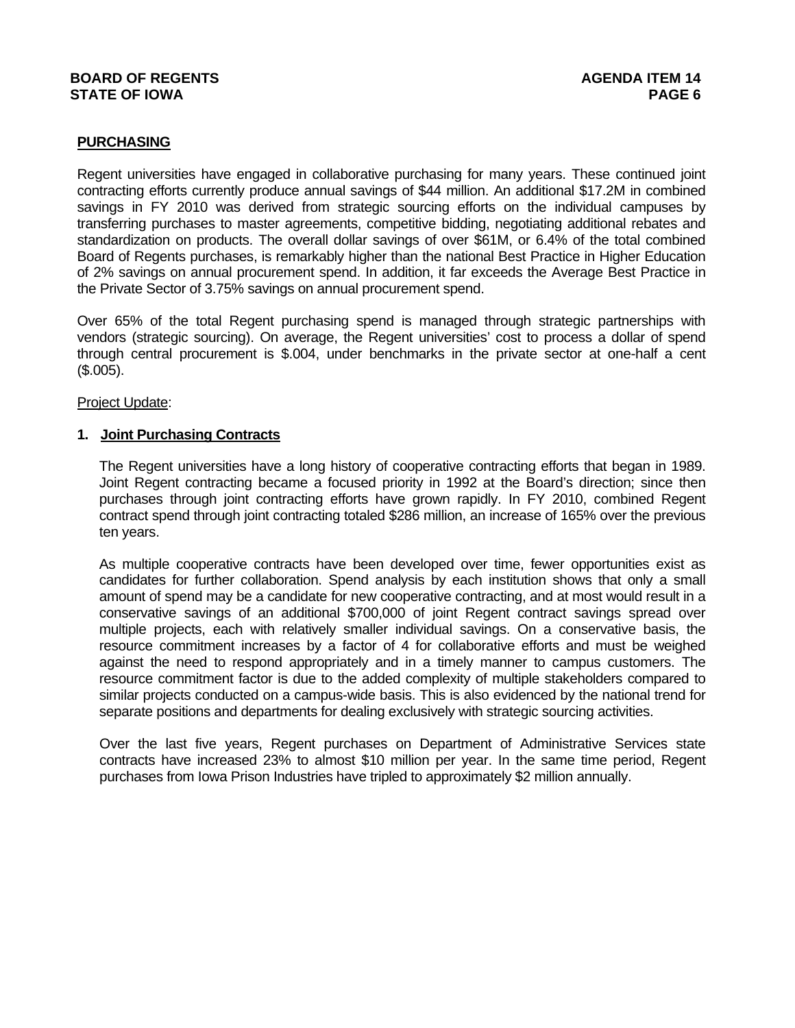## PURCHASING

Regent universities have engaged in collaborative purchasing for many years. These continued joint contracting efforts currently produce annual savings of $44 million. An additional $17.2M in combined savings in FY 2010 was derived from strategic sourcing efforts on the individual campuses by transferring purchases to master agreements, competitive bidding, negotiating additional rebates and standardization on products. The overall dollar savings of over $61M, or 6.4% of the total combined Board of Regents purchases, is remarkably higher than the national Best Practice in Higher Education of 2% savings on annual procurement spend. In addition, it far exceeds the Average Best Practice in the Private Sector of 3.75% savings on annual procurement spend.

Over 65% of the total Regent purchasing spend is managed through strategic partnerships with vendors (strategic sourcing). On average, the Regent universities' cost to process a dollar of spend through central procurement is $.004, under benchmarks in the private sector at one-half a cent ($.005).

Project Update:

### 1. Joint Purchasing Contracts

The Regent universities have a long history of cooperative contracting efforts that began in 1989. Joint Regent contracting became a focused priority in 1992 at the Board's direction; since then purchases through joint contracting efforts have grown rapidly. In FY 2010, combined Regent contract spend through joint contracting totaled $286 million, an increase of 165% over the previous ten years.

As multiple cooperative contracts have been developed over time, fewer opportunities exist as candidates for further collaboration. Spend analysis by each institution shows that only a small amount of spend may be a candidate for new cooperative contracting, and at most would result in a conservative savings of an additional $700,000 of joint Regent contract savings spread over multiple projects, each with relatively smaller individual savings. On a conservative basis, the resource commitment increases by a factor of 4 for collaborative efforts and must be weighed against the need to respond appropriately and in a timely manner to campus customers. The resource commitment factor is due to the added complexity of multiple stakeholders compared to similar projects conducted on a campus-wide basis. This is also evidenced by the national trend for separate positions and departments for dealing exclusively with strategic sourcing activities.

Over the last five years, Regent purchases on Department of Administrative Services state contracts have increased 23% to almost $10 million per year. In the same time period, Regent purchases from Iowa Prison Industries have tripled to approximately $2 million annually.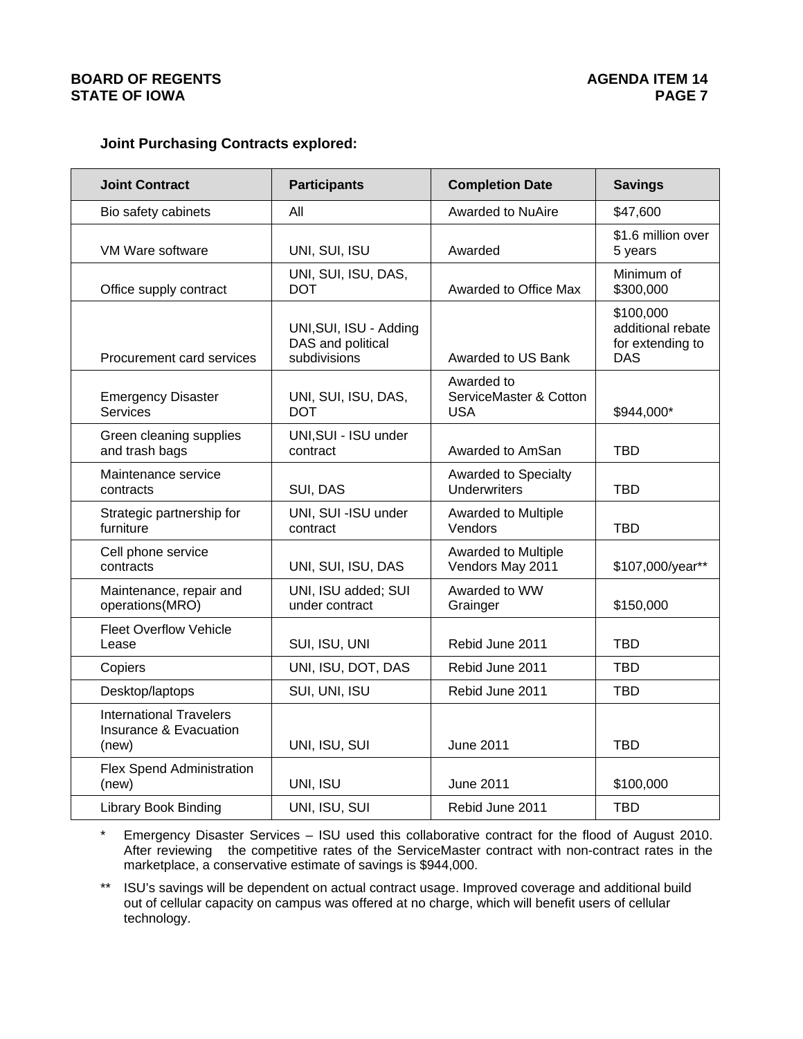**Joint Purchasing Contracts explored:**

| Joint Contract | Participants | Completion Date | Savings |
|---|---|---|---|
| Bio safety cabinets | All | Awarded to NuAire | $47,600 |
| VM Ware software | UNI, SUI, ISU | Awarded | $1.6 million over 5 years |
| Office supply contract | UNI, SUI, ISU, DAS, DOT | Awarded to Office Max | Minimum of $300,000 |
| Procurement card services | UNI,SUI, ISU - Adding DAS and political subdivisions | Awarded to US Bank | $100,000 additional rebate for extending to DAS |
| Emergency Disaster Services | UNI, SUI, ISU, DAS, DOT | Awarded to ServiceMaster & Cotton USA | $944,000* |
| Green cleaning supplies and trash bags | UNI,SUI - ISU under contract | Awarded to AmSan | TBD |
| Maintenance service contracts | SUI, DAS | Awarded to Specialty Underwriters | TBD |
| Strategic partnership for furniture | UNI, SUI -ISU under contract | Awarded to Multiple Vendors | TBD |
| Cell phone service contracts | UNI, SUI, ISU, DAS | Awarded to Multiple Vendors May 2011 | $107,000/year** |
| Maintenance, repair and operations(MRO) | UNI, ISU added; SUI under contract | Awarded to WW Grainger | $150,000 |
| Fleet Overflow Vehicle Lease | SUI, ISU, UNI | Rebid June 2011 | TBD |
| Copiers | UNI, ISU, DOT, DAS | Rebid June 2011 | TBD |
| Desktop/laptops | SUI, UNI, ISU | Rebid June 2011 | TBD |
| International Travelers Insurance & Evacuation (new) | UNI, ISU, SUI | June 2011 | TBD |
| Flex Spend Administration (new) | UNI, ISU | June 2011 | $100,000 |
| Library Book Binding | UNI, ISU, SUI | Rebid June 2011 | TBD |

\* Emergency Disaster Services – ISU used this collaborative contract for the flood of August 2010. After reviewing the competitive rates of the ServiceMaster contract with non-contract rates in the marketplace, a conservative estimate of savings is $944,000.

\*\* ISU's savings will be dependent on actual contract usage. Improved coverage and additional build out of cellular capacity on campus was offered at no charge, which will benefit users of cellular technology.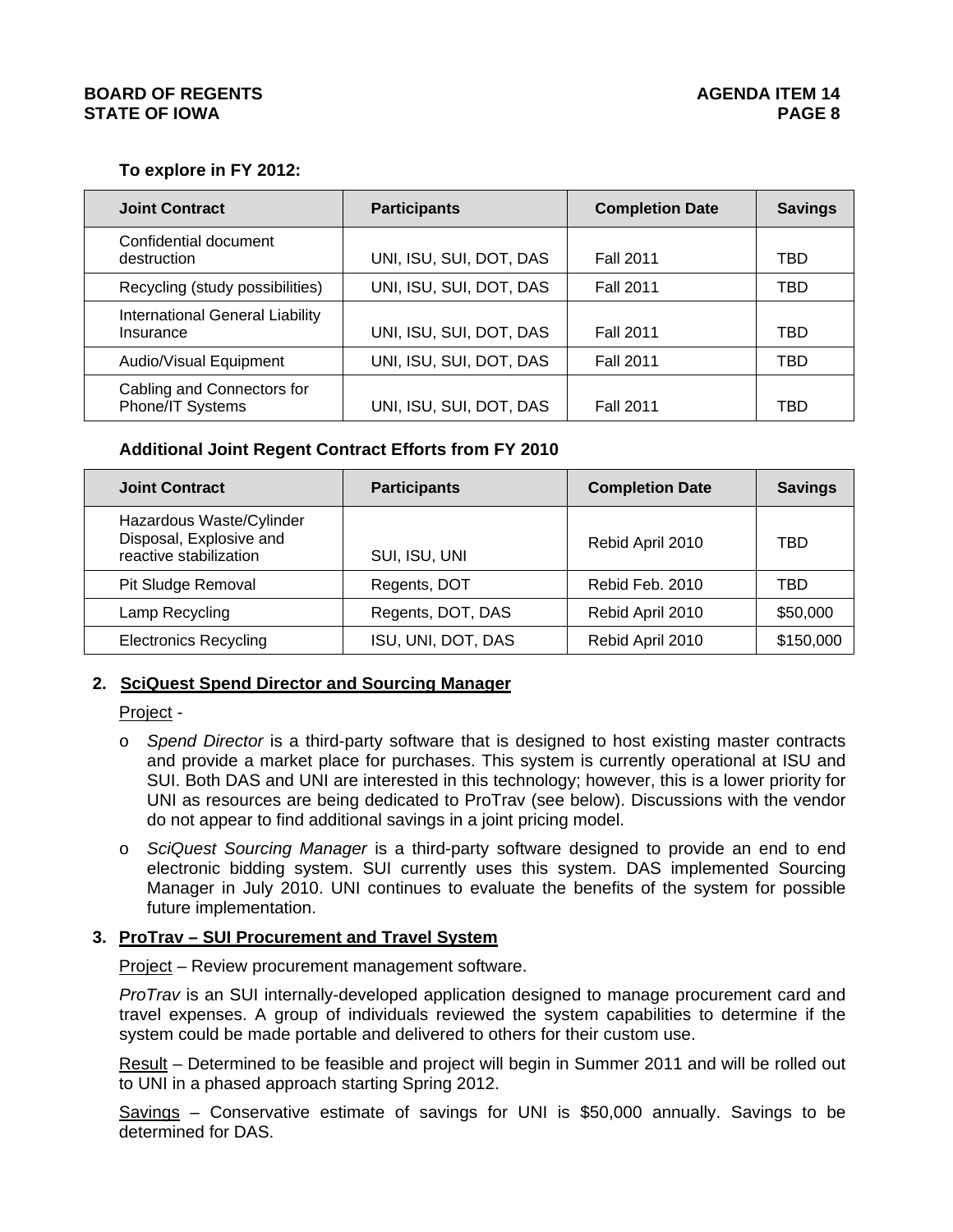**To explore in FY 2012:**

| Joint Contract | Participants | Completion Date | Savings |
|---|---|---|---|
| Confidential document destruction | UNI, ISU, SUI, DOT, DAS | Fall 2011 | TBD |
| Recycling (study possibilities) | UNI, ISU, SUI, DOT, DAS | Fall 2011 | TBD |
| International General Liability Insurance | UNI, ISU, SUI, DOT, DAS | Fall 2011 | TBD |
| Audio/Visual Equipment | UNI, ISU, SUI, DOT, DAS | Fall 2011 | TBD |
| Cabling and Connectors for Phone/IT Systems | UNI, ISU, SUI, DOT, DAS | Fall 2011 | TBD |

**Additional Joint Regent Contract Efforts from FY 2010**

| Joint Contract | Participants | Completion Date | Savings |
|---|---|---|---|
| Hazardous Waste/Cylinder Disposal, Explosive and reactive stabilization | SUI, ISU, UNI | Rebid April 2010 | TBD |
| Pit Sludge Removal | Regents, DOT | Rebid Feb. 2010 | TBD |
| Lamp Recycling | Regents, DOT, DAS | Rebid April 2010 | $50,000 |
| Electronics Recycling | ISU, UNI, DOT, DAS | Rebid April 2010 | $150,000 |

**2. SciQuest Spend Director and Sourcing Manager**

Project -

- *Spend Director* is a third-party software that is designed to host existing master contracts and provide a market place for purchases. This system is currently operational at ISU and SUI. Both DAS and UNI are interested in this technology; however, this is a lower priority for UNI as resources are being dedicated to ProTrav (see below). Discussions with the vendor do not appear to find additional savings in a joint pricing model.
- *SciQuest Sourcing Manager* is a third-party software designed to provide an end to end electronic bidding system. SUI currently uses this system. DAS implemented Sourcing Manager in July 2010. UNI continues to evaluate the benefits of the system for possible future implementation.

**3. ProTrav – SUI Procurement and Travel System**

Project – Review procurement management software.

*ProTrav* is an SUI internally-developed application designed to manage procurement card and travel expenses. A group of individuals reviewed the system capabilities to determine if the system could be made portable and delivered to others for their custom use.

Result – Determined to be feasible and project will begin in Summer 2011 and will be rolled out to UNI in a phased approach starting Spring 2012.

Savings – Conservative estimate of savings for UNI is $50,000 annually. Savings to be determined for DAS.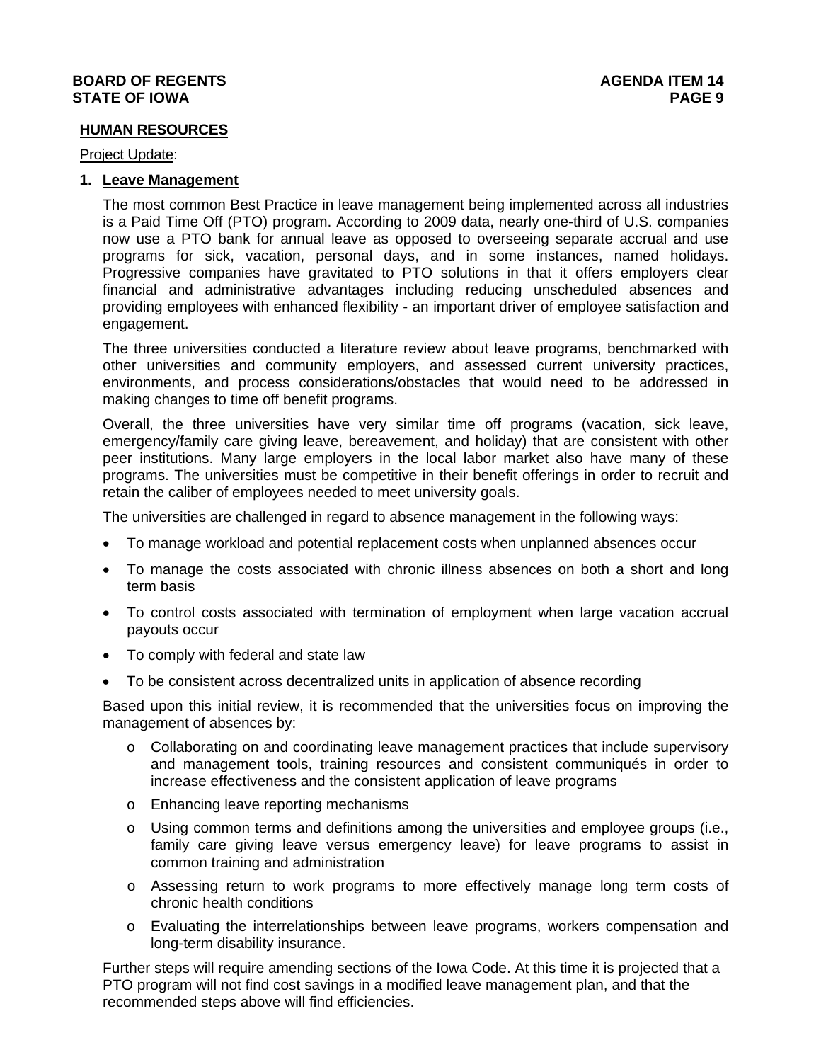**HUMAN RESOURCES**

Project Update:

1. **Leave Management**

The most common Best Practice in leave management being implemented across all industries is a Paid Time Off (PTO) program. According to 2009 data, nearly one-third of U.S. companies now use a PTO bank for annual leave as opposed to overseeing separate accrual and use programs for sick, vacation, personal days, and in some instances, named holidays. Progressive companies have gravitated to PTO solutions in that it offers employers clear financial and administrative advantages including reducing unscheduled absences and providing employees with enhanced flexibility - an important driver of employee satisfaction and engagement.

The three universities conducted a literature review about leave programs, benchmarked with other universities and community employers, and assessed current university practices, environments, and process considerations/obstacles that would need to be addressed in making changes to time off benefit programs.

Overall, the three universities have very similar time off programs (vacation, sick leave, emergency/family care giving leave, bereavement, and holiday) that are consistent with other peer institutions. Many large employers in the local labor market also have many of these programs. The universities must be competitive in their benefit offerings in order to recruit and retain the caliber of employees needed to meet university goals.

The universities are challenged in regard to absence management in the following ways:

- To manage workload and potential replacement costs when unplanned absences occur
- To manage the costs associated with chronic illness absences on both a short and long term basis
- To control costs associated with termination of employment when large vacation accrual payouts occur
- To comply with federal and state law
- To be consistent across decentralized units in application of absence recording

Based upon this initial review, it is recommended that the universities focus on improving the management of absences by:

- Collaborating on and coordinating leave management practices that include supervisory and management tools, training resources and consistent communiqués in order to increase effectiveness and the consistent application of leave programs
- Enhancing leave reporting mechanisms
- Using common terms and definitions among the universities and employee groups (i.e., family care giving leave versus emergency leave) for leave programs to assist in common training and administration
- Assessing return to work programs to more effectively manage long term costs of chronic health conditions
- Evaluating the interrelationships between leave programs, workers compensation and long-term disability insurance.

Further steps will require amending sections of the Iowa Code. At this time it is projected that a PTO program will not find cost savings in a modified leave management plan, and that the recommended steps above will find efficiencies.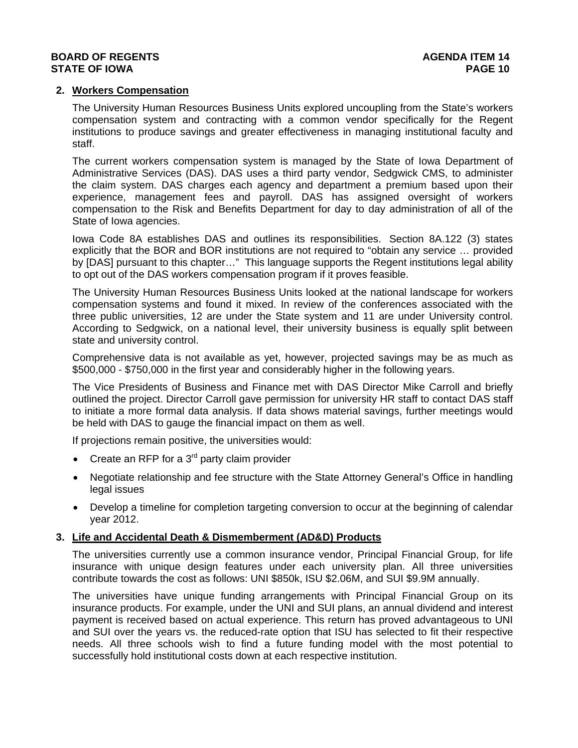2. **Workers Compensation**

The University Human Resources Business Units explored uncoupling from the State's workers compensation system and contracting with a common vendor specifically for the Regent institutions to produce savings and greater effectiveness in managing institutional faculty and staff.

The current workers compensation system is managed by the State of Iowa Department of Administrative Services (DAS). DAS uses a third party vendor, Sedgwick CMS, to administer the claim system. DAS charges each agency and department a premium based upon their experience, management fees and payroll. DAS has assigned oversight of workers compensation to the Risk and Benefits Department for day to day administration of all of the State of Iowa agencies.

Iowa Code 8A establishes DAS and outlines its responsibilities. Section 8A.122 (3) states explicitly that the BOR and BOR institutions are not required to "obtain any service … provided by [DAS] pursuant to this chapter…" This language supports the Regent institutions legal ability to opt out of the DAS workers compensation program if it proves feasible.

The University Human Resources Business Units looked at the national landscape for workers compensation systems and found it mixed. In review of the conferences associated with the three public universities, 12 are under the State system and 11 are under University control. According to Sedgwick, on a national level, their university business is equally split between state and university control.

Comprehensive data is not available as yet, however, projected savings may be as much as $500,000 - $750,000 in the first year and considerably higher in the following years.

The Vice Presidents of Business and Finance met with DAS Director Mike Carroll and briefly outlined the project. Director Carroll gave permission for university HR staff to contact DAS staff to initiate a more formal data analysis. If data shows material savings, further meetings would be held with DAS to gauge the financial impact on them as well.

If projections remain positive, the universities would:

- Create an RFP for a 3rd party claim provider
- Negotiate relationship and fee structure with the State Attorney General's Office in handling legal issues
- Develop a timeline for completion targeting conversion to occur at the beginning of calendar year 2012.

3. **Life and Accidental Death & Dismemberment (AD&D) Products**

The universities currently use a common insurance vendor, Principal Financial Group, for life insurance with unique design features under each university plan. All three universities contribute towards the cost as follows: UNI $850k, ISU $2.06M, and SUI $9.9M annually.

The universities have unique funding arrangements with Principal Financial Group on its insurance products. For example, under the UNI and SUI plans, an annual dividend and interest payment is received based on actual experience. This return has proved advantageous to UNI and SUI over the years vs. the reduced-rate option that ISU has selected to fit their respective needs. All three schools wish to find a future funding model with the most potential to successfully hold institutional costs down at each respective institution.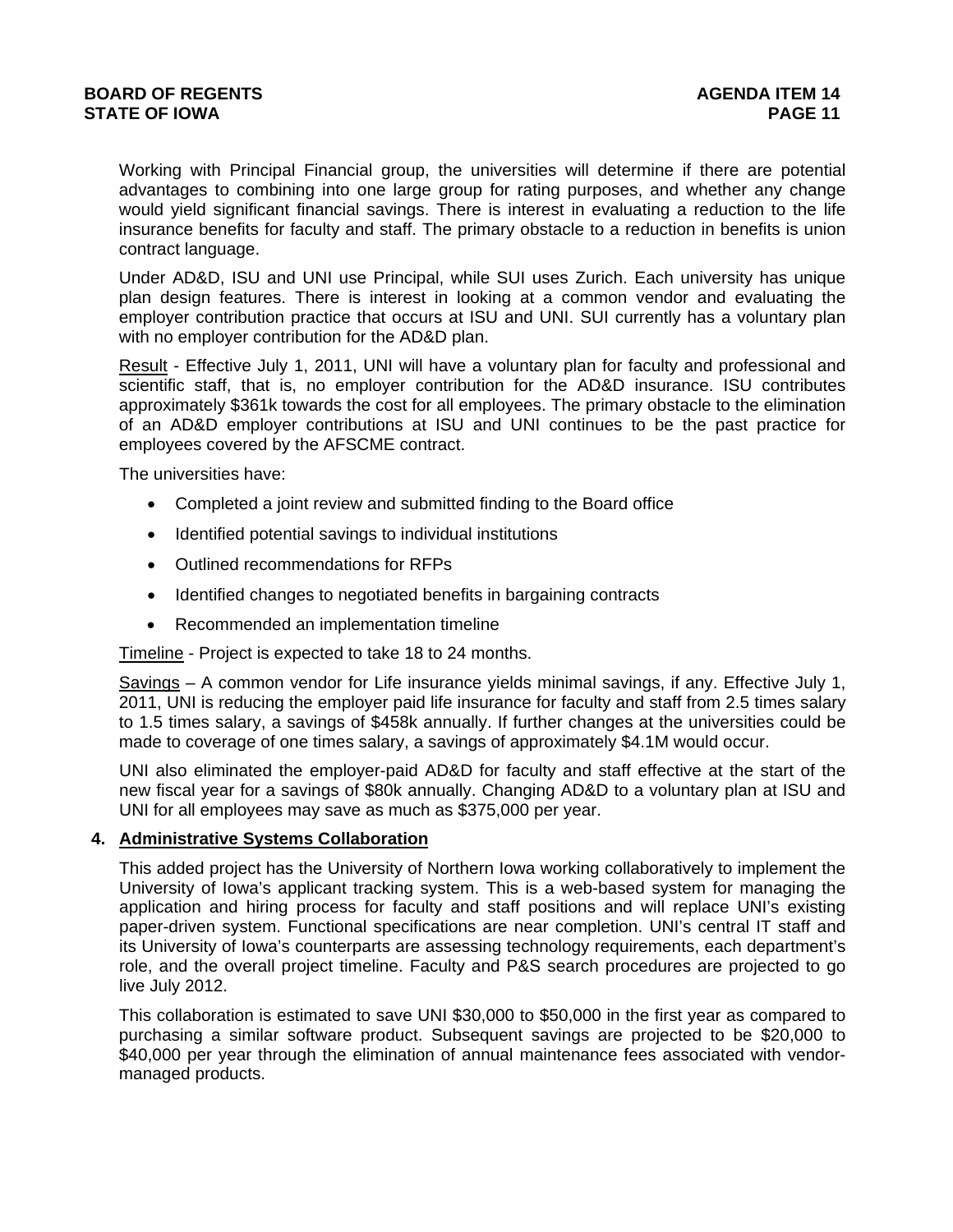Working with Principal Financial group, the universities will determine if there are potential advantages to combining into one large group for rating purposes, and whether any change would yield significant financial savings. There is interest in evaluating a reduction to the life insurance benefits for faculty and staff. The primary obstacle to a reduction in benefits is union contract language.

Under AD&D, ISU and UNI use Principal, while SUI uses Zurich. Each university has unique plan design features. There is interest in looking at a common vendor and evaluating the employer contribution practice that occurs at ISU and UNI. SUI currently has a voluntary plan with no employer contribution for the AD&D plan.

Result - Effective July 1, 2011, UNI will have a voluntary plan for faculty and professional and scientific staff, that is, no employer contribution for the AD&D insurance. ISU contributes approximately $361k towards the cost for all employees. The primary obstacle to the elimination of an AD&D employer contributions at ISU and UNI continues to be the past practice for employees covered by the AFSCME contract.

The universities have:

- Completed a joint review and submitted finding to the Board office
- Identified potential savings to individual institutions
- Outlined recommendations for RFPs
- Identified changes to negotiated benefits in bargaining contracts
- Recommended an implementation timeline

Timeline - Project is expected to take 18 to 24 months.

Savings – A common vendor for Life insurance yields minimal savings, if any. Effective July 1, 2011, UNI is reducing the employer paid life insurance for faculty and staff from 2.5 times salary to 1.5 times salary, a savings of $458k annually. If further changes at the universities could be made to coverage of one times salary, a savings of approximately $4.1M would occur.

UNI also eliminated the employer-paid AD&D for faculty and staff effective at the start of the new fiscal year for a savings of $80k annually. Changing AD&D to a voluntary plan at ISU and UNI for all employees may save as much as $375,000 per year.

## 4. Administrative Systems Collaboration

This added project has the University of Northern Iowa working collaboratively to implement the University of Iowa's applicant tracking system. This is a web-based system for managing the application and hiring process for faculty and staff positions and will replace UNI's existing paper-driven system. Functional specifications are near completion. UNI's central IT staff and its University of Iowa's counterparts are assessing technology requirements, each department's role, and the overall project timeline. Faculty and P&S search procedures are projected to go live July 2012.

This collaboration is estimated to save UNI $30,000 to $50,000 in the first year as compared to purchasing a similar software product. Subsequent savings are projected to be $20,000 to $40,000 per year through the elimination of annual maintenance fees associated with vendor-managed products.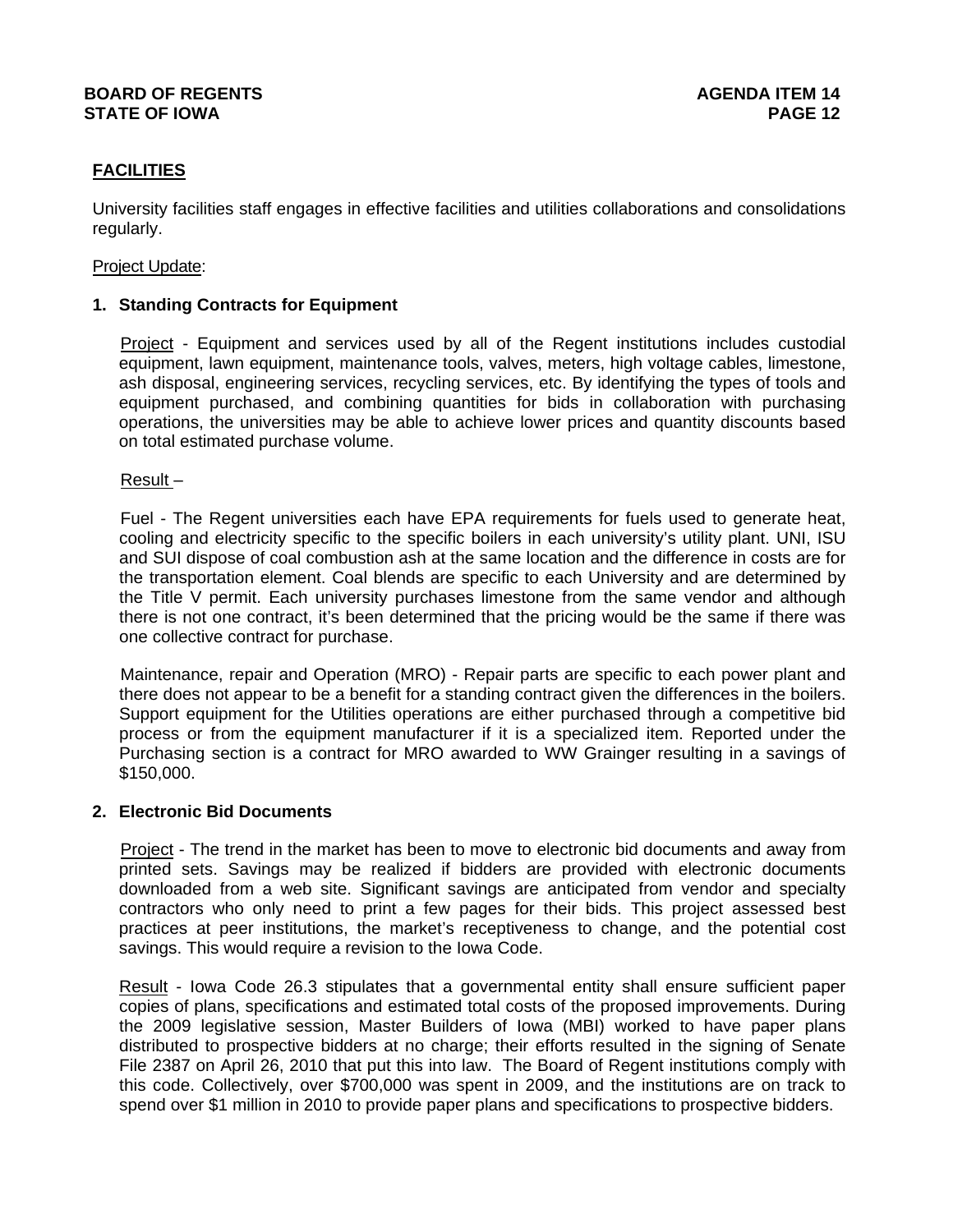## FACILITIES

University facilities staff engages in effective facilities and utilities collaborations and consolidations regularly.

Project Update:

### 1. Standing Contracts for Equipment

Project - Equipment and services used by all of the Regent institutions includes custodial equipment, lawn equipment, maintenance tools, valves, meters, high voltage cables, limestone, ash disposal, engineering services, recycling services, etc. By identifying the types of tools and equipment purchased, and combining quantities for bids in collaboration with purchasing operations, the universities may be able to achieve lower prices and quantity discounts based on total estimated purchase volume.

Result –

Fuel - The Regent universities each have EPA requirements for fuels used to generate heat, cooling and electricity specific to the specific boilers in each university's utility plant. UNI, ISU and SUI dispose of coal combustion ash at the same location and the difference in costs are for the transportation element. Coal blends are specific to each University and are determined by the Title V permit. Each university purchases limestone from the same vendor and although there is not one contract, it's been determined that the pricing would be the same if there was one collective contract for purchase.

Maintenance, repair and Operation (MRO) - Repair parts are specific to each power plant and there does not appear to be a benefit for a standing contract given the differences in the boilers. Support equipment for the Utilities operations are either purchased through a competitive bid process or from the equipment manufacturer if it is a specialized item. Reported under the Purchasing section is a contract for MRO awarded to WW Grainger resulting in a savings of $150,000.

### 2. Electronic Bid Documents

Project - The trend in the market has been to move to electronic bid documents and away from printed sets. Savings may be realized if bidders are provided with electronic documents downloaded from a web site. Significant savings are anticipated from vendor and specialty contractors who only need to print a few pages for their bids. This project assessed best practices at peer institutions, the market's receptiveness to change, and the potential cost savings. This would require a revision to the Iowa Code.

Result - Iowa Code 26.3 stipulates that a governmental entity shall ensure sufficient paper copies of plans, specifications and estimated total costs of the proposed improvements. During the 2009 legislative session, Master Builders of Iowa (MBI) worked to have paper plans distributed to prospective bidders at no charge; their efforts resulted in the signing of Senate File 2387 on April 26, 2010 that put this into law. The Board of Regent institutions comply with this code. Collectively, over $700,000 was spent in 2009, and the institutions are on track to spend over $1 million in 2010 to provide paper plans and specifications to prospective bidders.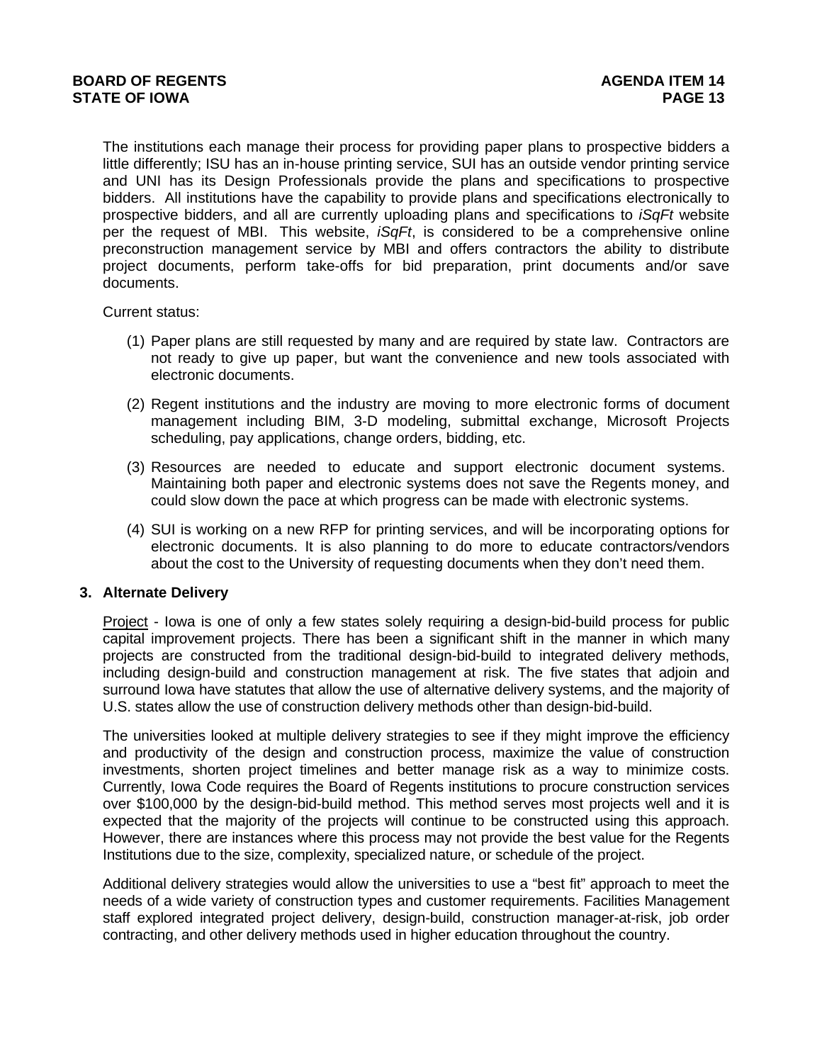The institutions each manage their process for providing paper plans to prospective bidders a little differently; ISU has an in-house printing service, SUI has an outside vendor printing service and UNI has its Design Professionals provide the plans and specifications to prospective bidders. All institutions have the capability to provide plans and specifications electronically to prospective bidders, and all are currently uploading plans and specifications to *iSqFt* website per the request of MBI. This website, *iSqFt*, is considered to be a comprehensive online preconstruction management service by MBI and offers contractors the ability to distribute project documents, perform take-offs for bid preparation, print documents and/or save documents.

Current status:

(1) Paper plans are still requested by many and are required by state law. Contractors are not ready to give up paper, but want the convenience and new tools associated with electronic documents.

(2) Regent institutions and the industry are moving to more electronic forms of document management including BIM, 3-D modeling, submittal exchange, Microsoft Projects scheduling, pay applications, change orders, bidding, etc.

(3) Resources are needed to educate and support electronic document systems. Maintaining both paper and electronic systems does not save the Regents money, and could slow down the pace at which progress can be made with electronic systems.

(4) SUI is working on a new RFP for printing services, and will be incorporating options for electronic documents. It is also planning to do more to educate contractors/vendors about the cost to the University of requesting documents when they don't need them.

**3. Alternate Delivery**

Project - Iowa is one of only a few states solely requiring a design-bid-build process for public capital improvement projects. There has been a significant shift in the manner in which many projects are constructed from the traditional design-bid-build to integrated delivery methods, including design-build and construction management at risk. The five states that adjoin and surround Iowa have statutes that allow the use of alternative delivery systems, and the majority of U.S. states allow the use of construction delivery methods other than design-bid-build.

The universities looked at multiple delivery strategies to see if they might improve the efficiency and productivity of the design and construction process, maximize the value of construction investments, shorten project timelines and better manage risk as a way to minimize costs. Currently, Iowa Code requires the Board of Regents institutions to procure construction services over $100,000 by the design-bid-build method. This method serves most projects well and it is expected that the majority of the projects will continue to be constructed using this approach. However, there are instances where this process may not provide the best value for the Regents Institutions due to the size, complexity, specialized nature, or schedule of the project.

Additional delivery strategies would allow the universities to use a "best fit" approach to meet the needs of a wide variety of construction types and customer requirements. Facilities Management staff explored integrated project delivery, design-build, construction manager-at-risk, job order contracting, and other delivery methods used in higher education throughout the country.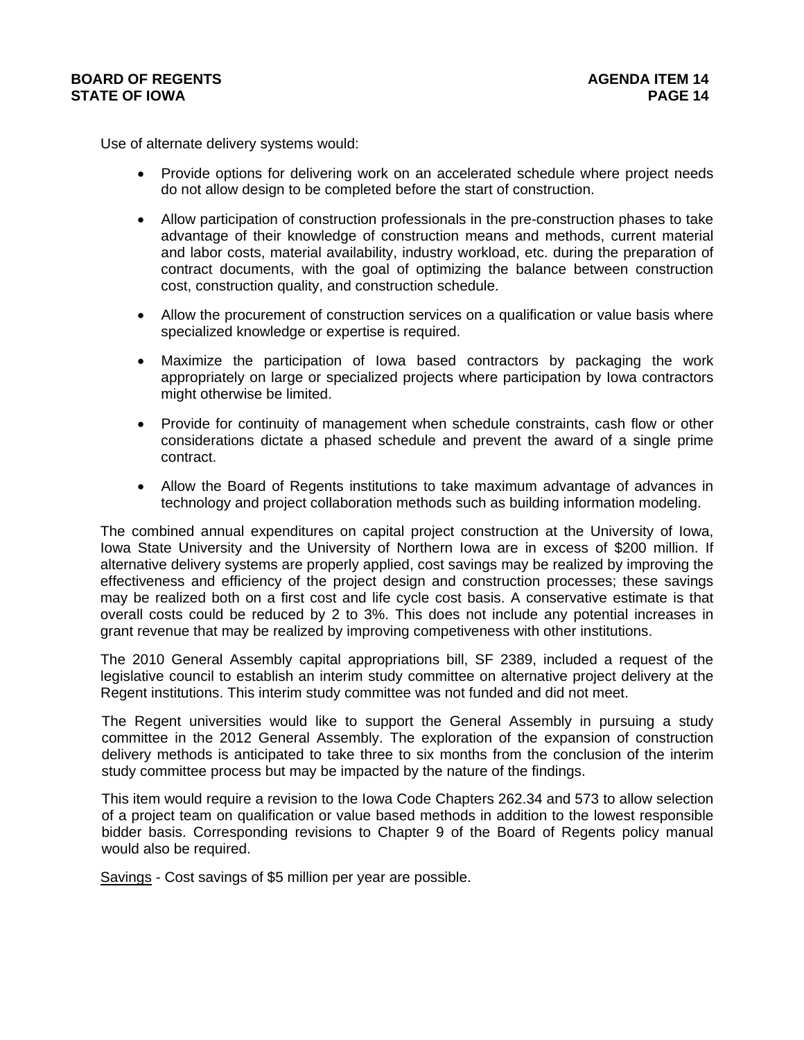Use of alternate delivery systems would:

- Provide options for delivering work on an accelerated schedule where project needs do not allow design to be completed before the start of construction.
- Allow participation of construction professionals in the pre-construction phases to take advantage of their knowledge of construction means and methods, current material and labor costs, material availability, industry workload, etc. during the preparation of contract documents, with the goal of optimizing the balance between construction cost, construction quality, and construction schedule.
- Allow the procurement of construction services on a qualification or value basis where specialized knowledge or expertise is required.
- Maximize the participation of Iowa based contractors by packaging the work appropriately on large or specialized projects where participation by Iowa contractors might otherwise be limited.
- Provide for continuity of management when schedule constraints, cash flow or other considerations dictate a phased schedule and prevent the award of a single prime contract.
- Allow the Board of Regents institutions to take maximum advantage of advances in technology and project collaboration methods such as building information modeling.

The combined annual expenditures on capital project construction at the University of Iowa, Iowa State University and the University of Northern Iowa are in excess of $200 million. If alternative delivery systems are properly applied, cost savings may be realized by improving the effectiveness and efficiency of the project design and construction processes; these savings may be realized both on a first cost and life cycle cost basis. A conservative estimate is that overall costs could be reduced by 2 to 3%. This does not include any potential increases in grant revenue that may be realized by improving competiveness with other institutions.

The 2010 General Assembly capital appropriations bill, SF 2389, included a request of the legislative council to establish an interim study committee on alternative project delivery at the Regent institutions. This interim study committee was not funded and did not meet.

The Regent universities would like to support the General Assembly in pursuing a study committee in the 2012 General Assembly. The exploration of the expansion of construction delivery methods is anticipated to take three to six months from the conclusion of the interim study committee process but may be impacted by the nature of the findings.

This item would require a revision to the Iowa Code Chapters 262.34 and 573 to allow selection of a project team on qualification or value based methods in addition to the lowest responsible bidder basis. Corresponding revisions to Chapter 9 of the Board of Regents policy manual would also be required.

Savings - Cost savings of $5 million per year are possible.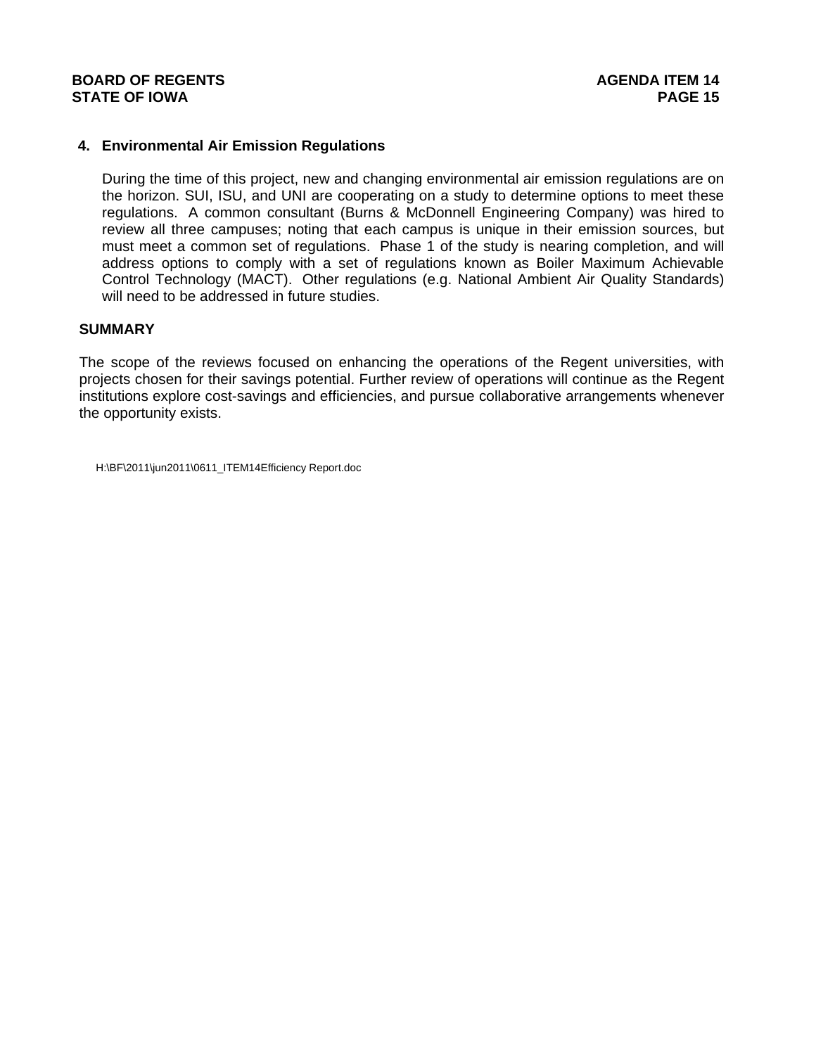## 4. Environmental Air Emission Regulations

During the time of this project, new and changing environmental air emission regulations are on the horizon. SUI, ISU, and UNI are cooperating on a study to determine options to meet these regulations. A common consultant (Burns & McDonnell Engineering Company) was hired to review all three campuses; noting that each campus is unique in their emission sources, but must meet a common set of regulations. Phase 1 of the study is nearing completion, and will address options to comply with a set of regulations known as Boiler Maximum Achievable Control Technology (MACT). Other regulations (e.g. National Ambient Air Quality Standards) will need to be addressed in future studies.

## SUMMARY

The scope of the reviews focused on enhancing the operations of the Regent universities, with projects chosen for their savings potential. Further review of operations will continue as the Regent institutions explore cost-savings and efficiencies, and pursue collaborative arrangements whenever the opportunity exists.

H:\BF\2011\jun2011\0611_ITEM14Efficiency Report.doc